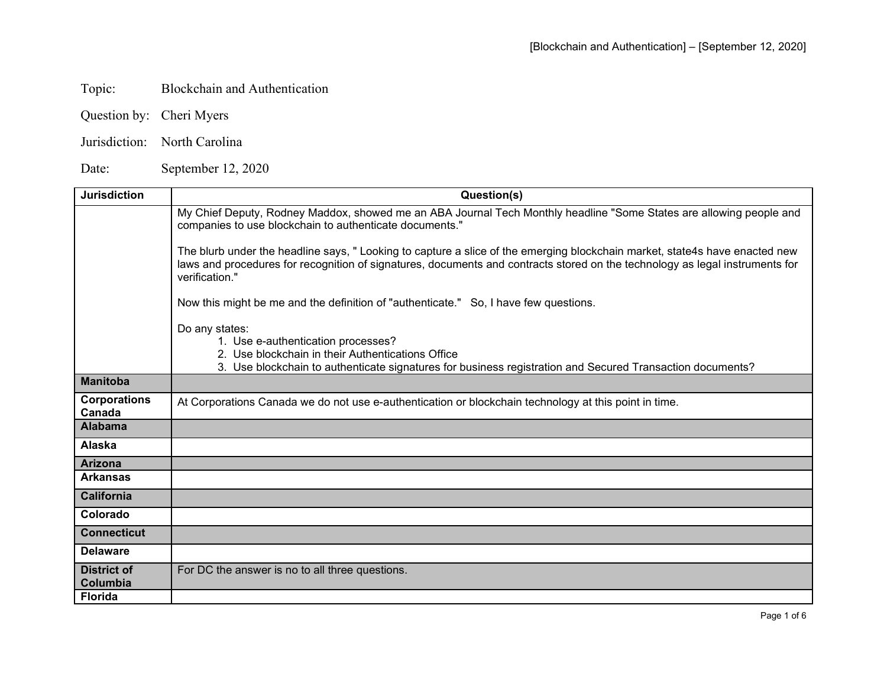Topic: Blockchain and Authentication

Question by: Cheri Myers

Jurisdiction: North Carolina

Date: September 12, 2020

| Jurisdiction | Question(s) |
|---|---|
| | My Chief Deputy, Rodney Maddox, showed me an ABA Journal Tech Monthly headline "Some States are allowing people and companies to use blockchain to authenticate documents."<br><br>The blurb under the headline says, " Looking to capture a slice of the emerging blockchain market, state4s have enacted new laws and procedures for recognition of signatures, documents and contracts stored on the technology as legal instruments for verification."<br><br>Now this might be me and the definition of "authenticate." So, I have few questions.<br><br>Do any states:<br>1. Use e-authentication processes?<br>2. Use blockchain in their Authentications Office<br>3. Use blockchain to authenticate signatures for business registration and Secured Transaction documents? |
| **Manitoba** | |
| **Corporations Canada** | At Corporations Canada we do not use e-authentication or blockchain technology at this point in time. |
| **Alabama** | |
| **Alaska** | |
| **Arizona** | |
| **Arkansas** | |
| **California** | |
| **Colorado** | |
| **Connecticut** | |
| **Delaware** | |
| **District of Columbia** | For DC the answer is no to all three questions. |
| **Florida** | |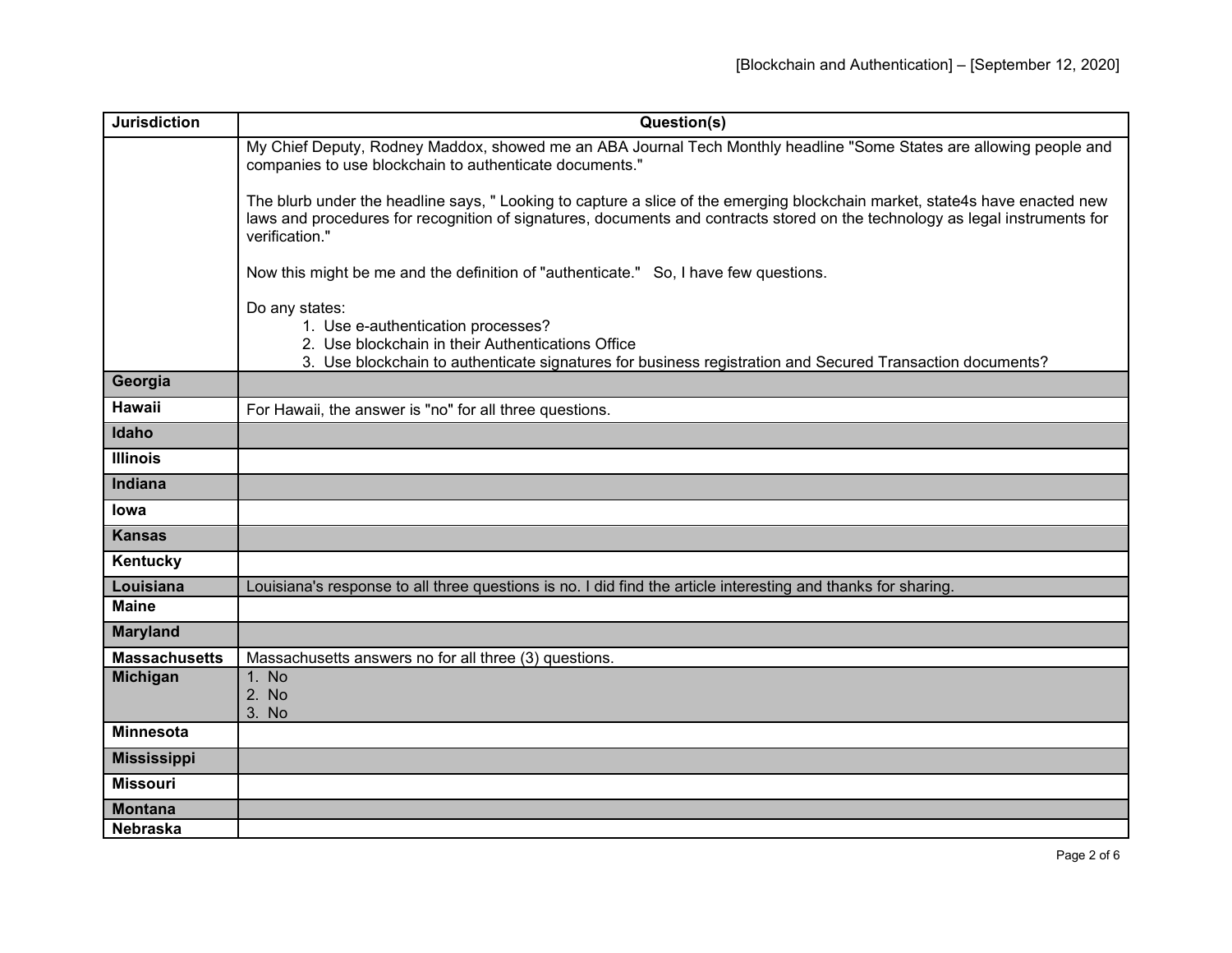| Jurisdiction | Question(s) |
|---|---|
| | My Chief Deputy, Rodney Maddox, showed me an ABA Journal Tech Monthly headline "Some States are allowing people and companies to use blockchain to authenticate documents."<br><br>The blurb under the headline says, " Looking to capture a slice of the emerging blockchain market, state4s have enacted new laws and procedures for recognition of signatures, documents and contracts stored on the technology as legal instruments for verification."<br><br>Now this might be me and the definition of "authenticate." So, I have few questions.<br><br>Do any states:<br>1. Use e-authentication processes?<br>2. Use blockchain in their Authentications Office<br>3. Use blockchain to authenticate signatures for business registration and Secured Transaction documents? |
| **Georgia** | |
| **Hawaii** | For Hawaii, the answer is "no" for all three questions. |
| **Idaho** | |
| **Illinois** | |
| **Indiana** | |
| **Iowa** | |
| **Kansas** | |
| **Kentucky** | |
| **Louisiana** | Louisiana's response to all three questions is no. I did find the article interesting and thanks for sharing. |
| **Maine** | |
| **Maryland** | |
| **Massachusetts** | Massachusetts answers no for all three (3) questions. |
| **Michigan** | 1. No<br>2. No<br>3. No |
| **Minnesota** | |
| **Mississippi** | |
| **Missouri** | |
| **Montana** | |
| **Nebraska** | |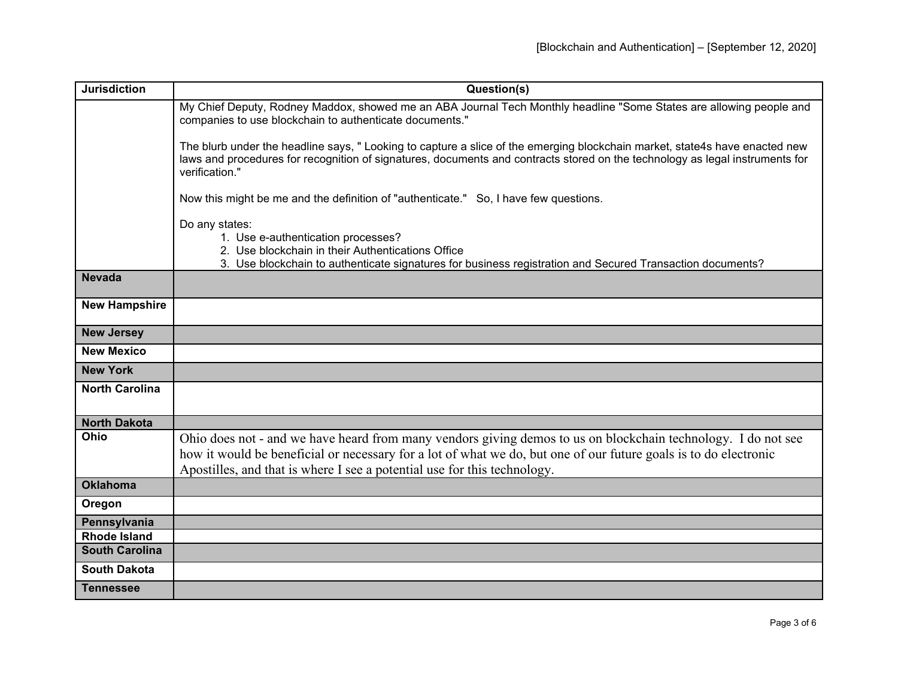| Jurisdiction | Question(s) |
|---|---|
| | My Chief Deputy, Rodney Maddox, showed me an ABA Journal Tech Monthly headline "Some States are allowing people and companies to use blockchain to authenticate documents."<br><br>The blurb under the headline says, " Looking to capture a slice of the emerging blockchain market, state4s have enacted new laws and procedures for recognition of signatures, documents and contracts stored on the technology as legal instruments for verification."<br><br>Now this might be me and the definition of "authenticate." So, I have few questions.<br><br>Do any states:<br>1. Use e-authentication processes?<br>2. Use blockchain in their Authentications Office<br>3. Use blockchain to authenticate signatures for business registration and Secured Transaction documents? |
| **Nevada** | |
| **New Hampshire** | |
| **New Jersey** | |
| **New Mexico** | |
| **New York** | |
| **North Carolina** | |
| **North Dakota** | |
| **Ohio** | Ohio does not - and we have heard from many vendors giving demos to us on blockchain technology. I do not see how it would be beneficial or necessary for a lot of what we do, but one of our future goals is to do electronic Apostilles, and that is where I see a potential use for this technology. |
| **Oklahoma** | |
| **Oregon** | |
| **Pennsylvania** | |
| **Rhode Island** | |
| **South Carolina** | |
| **South Dakota** | |
| **Tennessee** | |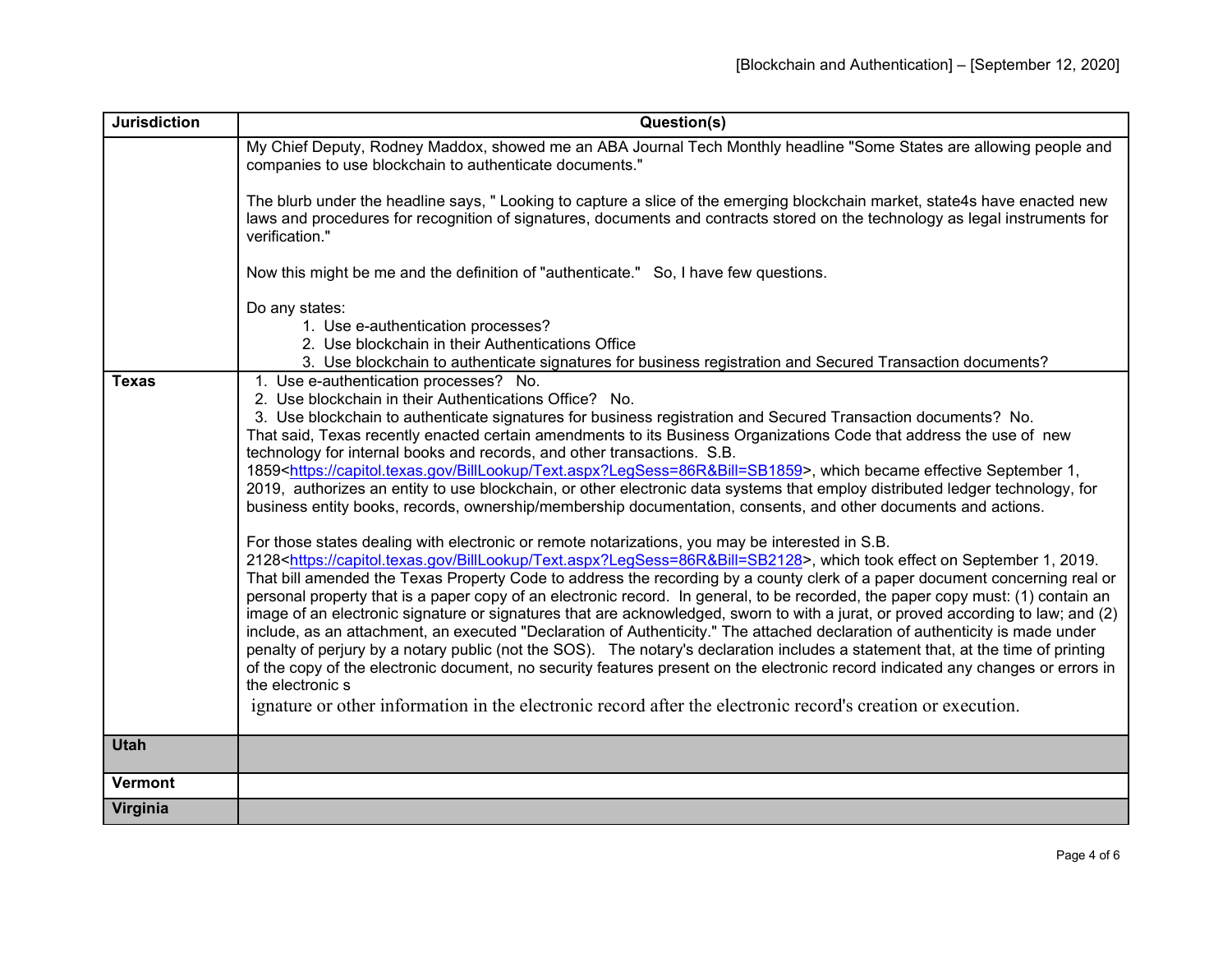| Jurisdiction | Question(s) |
|---|---|
| | My Chief Deputy, Rodney Maddox, showed me an ABA Journal Tech Monthly headline "Some States are allowing people and companies to use blockchain to authenticate documents."<br><br>The blurb under the headline says, " Looking to capture a slice of the emerging blockchain market, state4s have enacted new laws and procedures for recognition of signatures, documents and contracts stored on the technology as legal instruments for verification."<br><br>Now this might be me and the definition of "authenticate." So, I have few questions.<br><br>Do any states:<br>1. Use e-authentication processes?<br>2. Use blockchain in their Authentications Office<br>3. Use blockchain to authenticate signatures for business registration and Secured Transaction documents? |
| **Texas** | 1. Use e-authentication processes? No.<br>2. Use blockchain in their Authentications Office? No.<br>3. Use blockchain to authenticate signatures for business registration and Secured Transaction documents? No.<br>That said, Texas recently enacted certain amendments to its Business Organizations Code that address the use of new technology for internal books and records, and other transactions. S.B. 1859<https://capitol.texas.gov/BillLookup/Text.aspx?LegSess=86R&Bill=SB1859>, which became effective September 1, 2019, authorizes an entity to use blockchain, or other electronic data systems that employ distributed ledger technology, for business entity books, records, ownership/membership documentation, consents, and other documents and actions.<br><br>For those states dealing with electronic or remote notarizations, you may be interested in S.B. 2128<https://capitol.texas.gov/BillLookup/Text.aspx?LegSess=86R&Bill=SB2128>, which took effect on September 1, 2019. That bill amended the Texas Property Code to address the recording by a county clerk of a paper document concerning real or personal property that is a paper copy of an electronic record. In general, to be recorded, the paper copy must: (1) contain an image of an electronic signature or signatures that are acknowledged, sworn to with a jurat, or proved according to law; and (2) include, as an attachment, an executed "Declaration of Authenticity." The attached declaration of authenticity is made under penalty of perjury by a notary public (not the SOS). The notary's declaration includes a statement that, at the time of printing of the copy of the electronic document, no security features present on the electronic record indicated any changes or errors in the electronic signature or other information in the electronic record after the electronic record's creation or execution. |
| **Utah** | |
| **Vermont** | |
| **Virginia** | |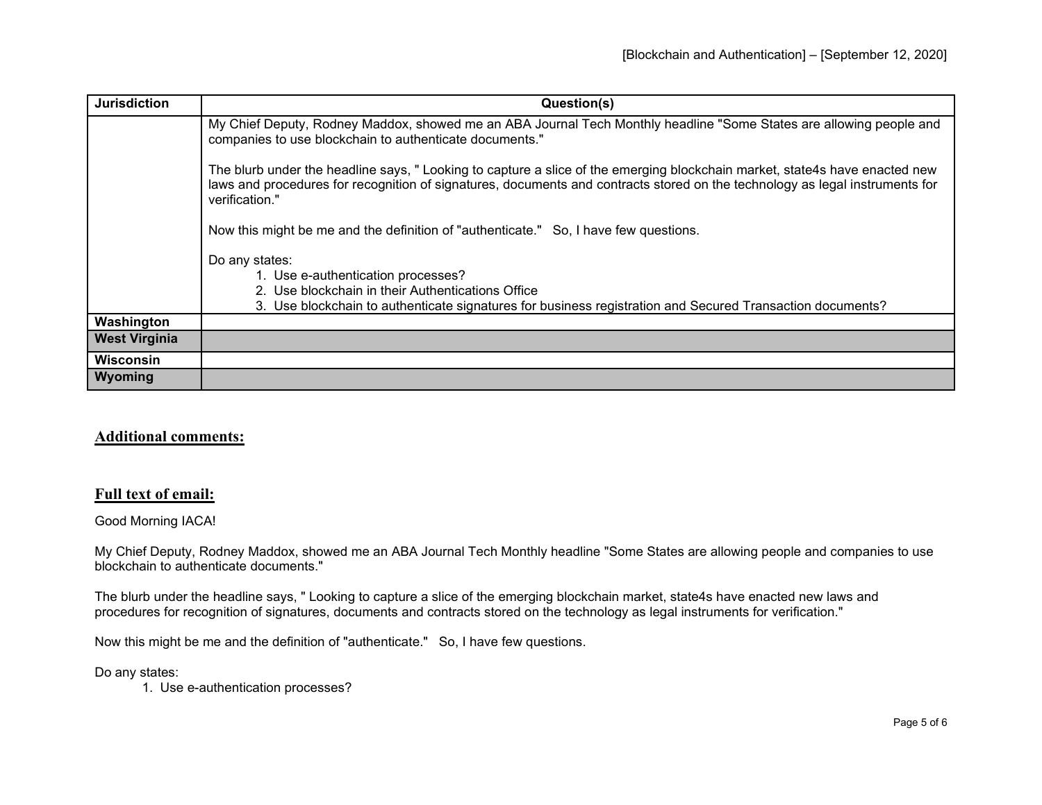| Jurisdiction | Question(s) |
| --- | --- |
| | My Chief Deputy, Rodney Maddox, showed me an ABA Journal Tech Monthly headline "Some States are allowing people and companies to use blockchain to authenticate documents."<br><br>The blurb under the headline says, " Looking to capture a slice of the emerging blockchain market, state4s have enacted new laws and procedures for recognition of signatures, documents and contracts stored on the technology as legal instruments for verification."<br><br>Now this might be me and the definition of "authenticate." So, I have few questions.<br><br>Do any states:<br>1. Use e-authentication processes?<br>2. Use blockchain in their Authentications Office<br>3. Use blockchain to authenticate signatures for business registration and Secured Transaction documents? |
| **Washington** | |
| **West Virginia** | |
| **Wisconsin** | |
| **Wyoming** | |

## Additional comments:

## Full text of email:

Good Morning IACA!

My Chief Deputy, Rodney Maddox, showed me an ABA Journal Tech Monthly headline "Some States are allowing people and companies to use blockchain to authenticate documents."

The blurb under the headline says, " Looking to capture a slice of the emerging blockchain market, state4s have enacted new laws and procedures for recognition of signatures, documents and contracts stored on the technology as legal instruments for verification."

Now this might be me and the definition of "authenticate." So, I have few questions.

Do any states:

1. Use e-authentication processes?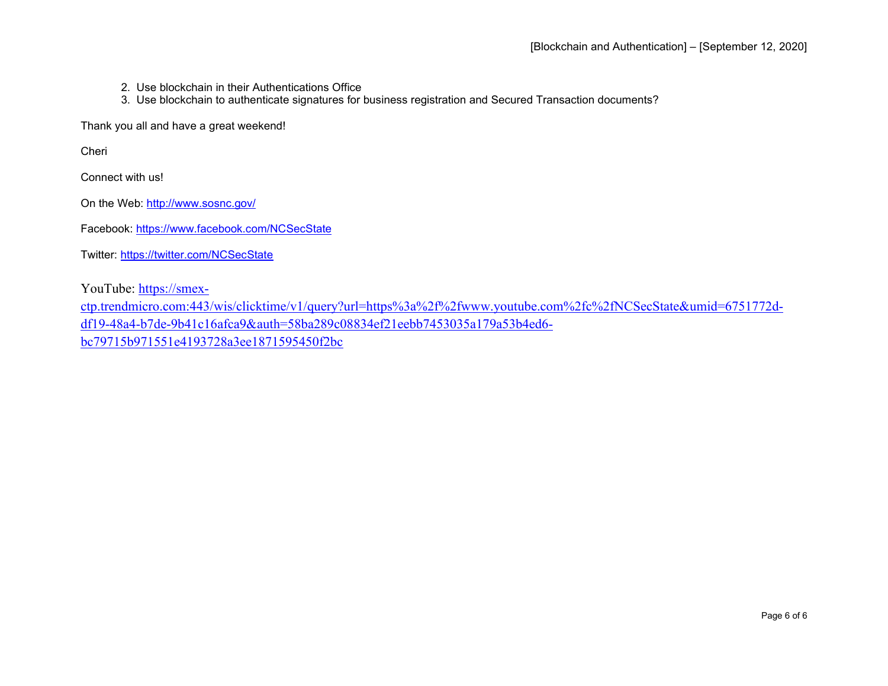2. Use blockchain in their Authentications Office
3. Use blockchain to authenticate signatures for business registration and Secured Transaction documents?

Thank you all and have a great weekend!

Cheri

Connect with us!

On the Web: http://www.sosnc.gov/

Facebook: https://www.facebook.com/NCSecState

Twitter: https://twitter.com/NCSecState

YouTube: https://smex-ctp.trendmicro.com:443/wis/clicktime/v1/query?url=https%3a%2f%2fwww.youtube.com%2fc%2fNCSecState&umid=6751772d-df19-48a4-b7de-9b41c16afca9&auth=58ba289c08834ef21eebb7453035a179a53b4ed6-bc79715b971551e4193728a3ee1871595450f2bc